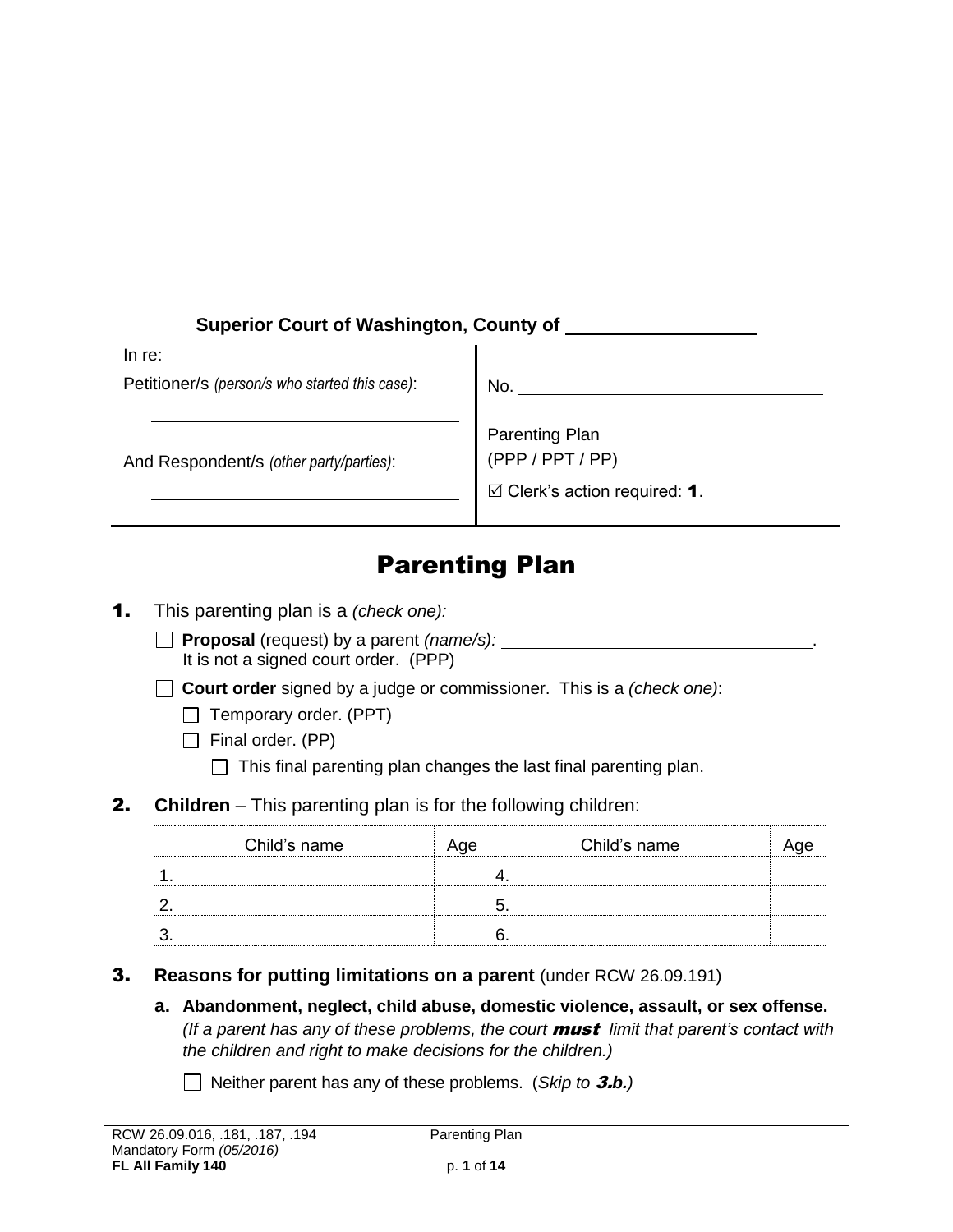**Superior Court of Washington, County of** \_\_\_\_\_\_\_\_\_\_\_\_\_\_\_\_\_\_

| In re: | |
|---|---|
| Petitioner/s *(person/s who started this case)*: \_\_\_\_\_\_\_\_\_\_\_\_\_\_\_\_\_\_\_\_\_\_\_\_ | No. \_\_\_\_\_\_\_\_\_\_\_\_\_\_\_\_\_\_\_\_\_\_\_\_ |
| And Respondent/s *(other party/parties)*: \_\_\_\_\_\_\_\_\_\_\_\_\_\_\_\_\_\_\_\_\_\_\_\_ | Parenting Plan (PPP / PPT / PP)<br>☑ Clerk's action required: **1**. |

# Parenting Plan

**1.** This parenting plan is a *(check one):*

☐ **Proposal** (request) by a parent *(name/s):* \_\_\_\_\_\_\_\_\_\_\_\_\_\_\_\_\_\_\_\_\_\_\_\_\_\_\_\_\_\_\_\_.
It is not a signed court order. (PPP)

☐ **Court order** signed by a judge or commissioner. This is a *(check one)*:

- ☐ Temporary order. (PPT)
- ☐ Final order. (PP)
  - ☐ This final parenting plan changes the last final parenting plan.

**2.** **Children** – This parenting plan is for the following children:

| Child's name | Age | Child's name | Age |
|---|---|---|---|
| 1. | | 4. | |
| 2. | | 5. | |
| 3. | | 6. | |

**3.** **Reasons for putting limitations on a parent** (under RCW 26.09.191)

**a. Abandonment, neglect, child abuse, domestic violence, assault, or sex offense.** *(If a parent has any of these problems, the court* ***must*** *limit that parent's contact with the children and right to make decisions for the children.)*

☐ Neither parent has any of these problems. (*Skip to* ***3.b.****)*

RCW 26.09.016, .181, .187, .194
Mandatory Form *(05/2016)*
**FL All Family 140**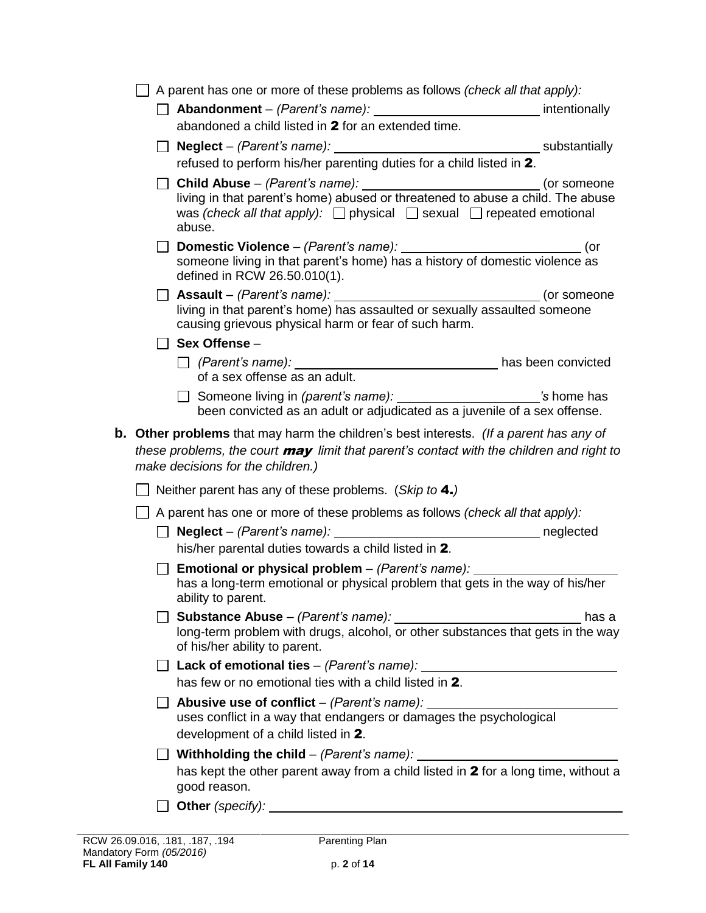- ☐ A parent has one or more of these problems as follows *(check all that apply):*
  - ☐ **Abandonment** – *(Parent's name):* ______________________ intentionally abandoned a child listed in **2** for an extended time.
  - ☐ **Neglect** – *(Parent's name):* ______________________ substantially refused to perform his/her parenting duties for a child listed in **2**.
  - ☐ **Child Abuse** – *(Parent's name):* ______________________ (or someone living in that parent's home) abused or threatened to abuse a child. The abuse was *(check all that apply):* ☐ physical ☐ sexual ☐ repeated emotional abuse.
  - ☐ **Domestic Violence** – *(Parent's name):* ______________________ (or someone living in that parent's home) has a history of domestic violence as defined in RCW 26.50.010(1).
  - ☐ **Assault** – *(Parent's name):* ______________________ (or someone living in that parent's home) has assaulted or sexually assaulted someone causing grievous physical harm or fear of such harm.
  - ☐ **Sex Offense** –
    - ☐ *(Parent's name):* ______________________ has been convicted of a sex offense as an adult.
    - ☐ Someone living in *(parent's name):* __________________*'s* home has been convicted as an adult or adjudicated as a juvenile of a sex offense.

**b. Other problems** that may harm the children's best interests. *(If a parent has any of these problems, the court* ***may*** *limit that parent's contact with the children and right to make decisions for the children.)*

- ☐ Neither parent has any of these problems. (*Skip to* **4.**)
- ☐ A parent has one or more of these problems as follows *(check all that apply):*
  - ☐ **Neglect** – *(Parent's name):* ______________________ neglected his/her parental duties towards a child listed in **2**.
  - ☐ **Emotional or physical problem** – *(Parent's name):* ______________________ has a long-term emotional or physical problem that gets in the way of his/her ability to parent.
  - ☐ **Substance Abuse** – *(Parent's name):* ______________________ has a long-term problem with drugs, alcohol, or other substances that gets in the way of his/her ability to parent.
  - ☐ **Lack of emotional ties** – *(Parent's name):* ______________________ has few or no emotional ties with a child listed in **2**.
  - ☐ **Abusive use of conflict** – *(Parent's name):* ______________________ uses conflict in a way that endangers or damages the psychological development of a child listed in **2**.
  - ☐ **Withholding the child** – *(Parent's name):* ______________________ has kept the other parent away from a child listed in **2** for a long time, without a good reason.
  - ☐ **Other** *(specify):* ______________________

RCW 26.09.016, .181, .187, .194
Mandatory Form *(05/2016)*
**FL All Family 140**

Parenting Plan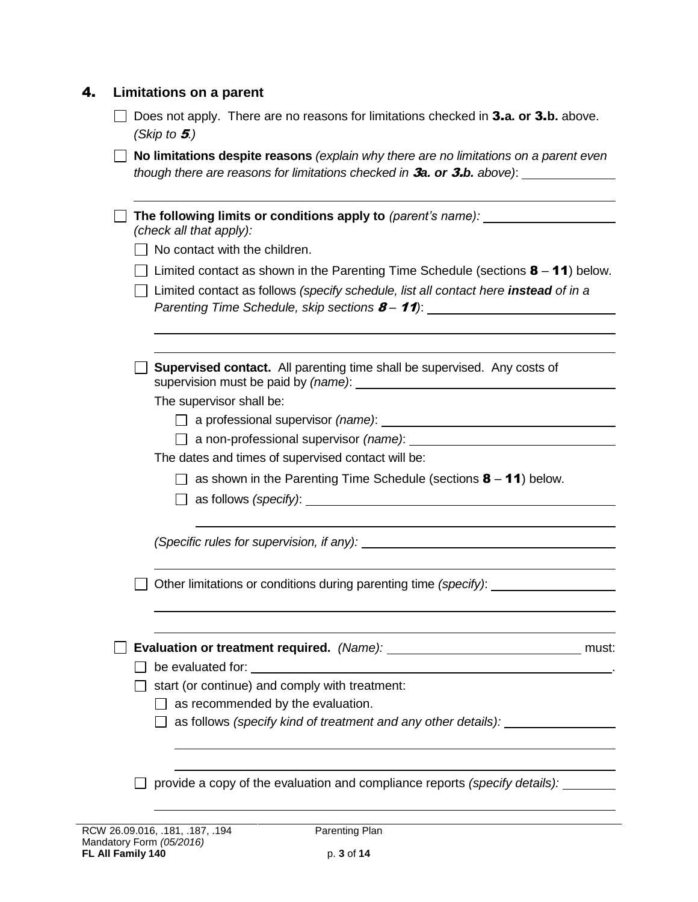## 4. Limitations on a parent

- [ ] Does not apply. There are no reasons for limitations checked in **3.a. or 3.b.** above. *(Skip to **5**.)*
- [ ] **No limitations despite reasons** *(explain why there are no limitations on a parent even though there are reasons for limitations checked in **3a. or 3.b.** above)*: ______________

  ______________________________________________________________
- [ ] **The following limits or conditions apply to** *(parent's name):* ______________ *(check all that apply):*
  - [ ] No contact with the children.
  - [ ] Limited contact as shown in the Parenting Time Schedule (sections **8** – **11**) below.
  - [ ] Limited contact as follows *(specify schedule, list all contact here **instead** of in a Parenting Time Schedule, skip sections **8** – **11**)*: ______________

    ______________________________________________________________

    ______________________________________________________________
  - [ ] **Supervised contact.** All parenting time shall be supervised. Any costs of supervision must be paid by *(name)*: ______________

    The supervisor shall be:
    - [ ] a professional supervisor *(name)*: ______________
    - [ ] a non-professional supervisor *(name)*: ______________

    The dates and times of supervised contact will be:
    - [ ] as shown in the Parenting Time Schedule (sections **8** – **11**) below.
    - [ ] as follows *(specify)*: ______________

      ______________________________________________________________

    *(Specific rules for supervision, if any):* ______________

    ______________________________________________________________
  - [ ] Other limitations or conditions during parenting time *(specify)*: ______________

    ______________________________________________________________

    ______________________________________________________________
- [ ] **Evaluation or treatment required.** *(Name):* ______________ must:
  - [ ] be evaluated for: ______________.
  - [ ] start (or continue) and comply with treatment:
    - [ ] as recommended by the evaluation.
    - [ ] as follows *(specify kind of treatment and any other details):* ______________

      ______________________________________________________________

      ______________________________________________________________
  - [ ] provide a copy of the evaluation and compliance reports *(specify details):* ______________

    ______________________________________________________________

RCW 26.09.016, .181, .187, .194
Mandatory Form *(05/2016)*
**FL All Family 140**

Parenting Plan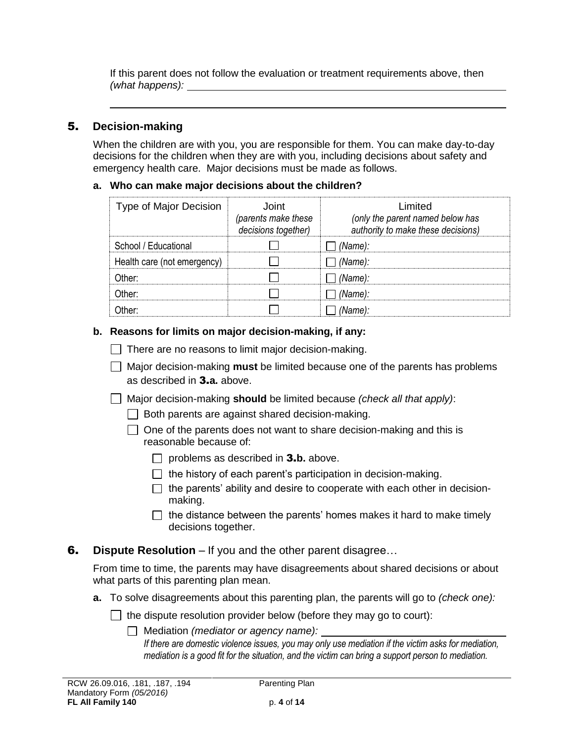If this parent does not follow the evaluation or treatment requirements above, then *(what happens):* ______________________________

______________________________

## 5. Decision-making

When the children are with you, you are responsible for them. You can make day-to-day decisions for the children when they are with you, including decisions about safety and emergency health care. Major decisions must be made as follows.

**a. Who can make major decisions about the children?**

| Type of Major Decision | Joint *(parents make these decisions together)* | Limited *(only the parent named below has authority to make these decisions)* |
|---|---|---|
| School / Educational | ☐ | ☐ *(Name):* |
| Health care (not emergency) | ☐ | ☐ *(Name):* |
| Other: | ☐ | ☐ *(Name):* |
| Other: | ☐ | ☐ *(Name):* |
| Other: | ☐ | ☐ *(Name):* |

**b. Reasons for limits on major decision-making, if any:**

☐ There are no reasons to limit major decision-making.

☐ Major decision-making **must** be limited because one of the parents has problems as described in **3.a.** above.

☐ Major decision-making **should** be limited because *(check all that apply)*:

- ☐ Both parents are against shared decision-making.
- ☐ One of the parents does not want to share decision-making and this is reasonable because of:
  - ☐ problems as described in **3.b.** above.
  - ☐ the history of each parent's participation in decision-making.
  - ☐ the parents' ability and desire to cooperate with each other in decision-making.
  - ☐ the distance between the parents' homes makes it hard to make timely decisions together.

## 6. Dispute Resolution – If you and the other parent disagree…

From time to time, the parents may have disagreements about shared decisions or about what parts of this parenting plan mean.

**a.** To solve disagreements about this parenting plan, the parents will go to *(check one):*

☐ the dispute resolution provider below (before they may go to court):

- ☐ Mediation *(mediator or agency name):* ______________________________

  *If there are domestic violence issues, you may only use mediation if the victim asks for mediation, mediation is a good fit for the situation, and the victim can bring a support person to mediation.*

RCW 26.09.016, .181, .187, .194
Mandatory Form *(05/2016)*
**FL All Family 140**

Parenting Plan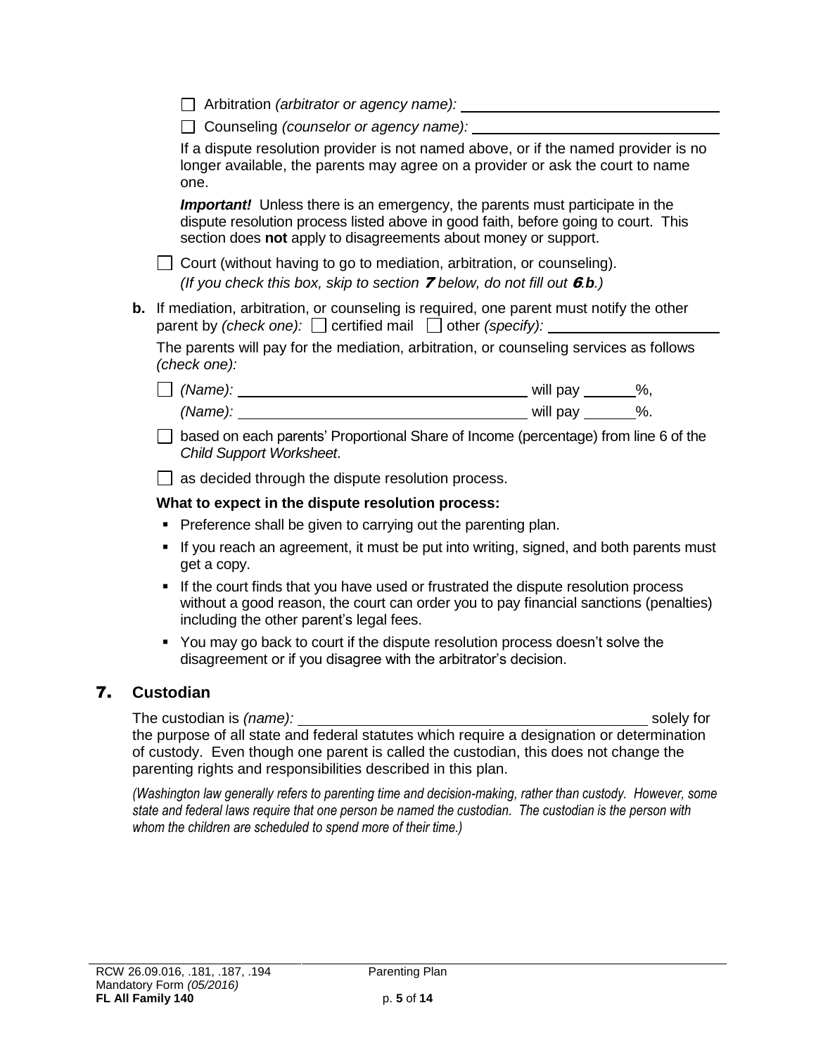☐ Arbitration *(arbitrator or agency name):* ______________________________

☐ Counseling *(counselor or agency name):* ______________________________

If a dispute resolution provider is not named above, or if the named provider is no longer available, the parents may agree on a provider or ask the court to name one.

***Important!*** Unless there is an emergency, the parents must participate in the dispute resolution process listed above in good faith, before going to court. This section does **not** apply to disagreements about money or support.

☐ Court (without having to go to mediation, arbitration, or counseling).
*(If you check this box, skip to section **7** below, do not fill out **6.b**.)*

**b.** If mediation, arbitration, or counseling is required, one parent must notify the other parent by *(check one):* ☐ certified mail ☐ other *(specify):* ____________________

The parents will pay for the mediation, arbitration, or counseling services as follows *(check one):*

☐ *(Name):* ________________________________ will pay ______%,
*(Name):* ________________________________ will pay ______%.

☐ based on each parents' Proportional Share of Income (percentage) from line 6 of the *Child Support Worksheet*.

☐ as decided through the dispute resolution process.

**What to expect in the dispute resolution process:**

- Preference shall be given to carrying out the parenting plan.
- If you reach an agreement, it must be put into writing, signed, and both parents must get a copy.
- If the court finds that you have used or frustrated the dispute resolution process without a good reason, the court can order you to pay financial sanctions (penalties) including the other parent's legal fees.
- You may go back to court if the dispute resolution process doesn't solve the disagreement or if you disagree with the arbitrator's decision.

## 7. Custodian

The custodian is *(name):* ________________________________________ solely for the purpose of all state and federal statutes which require a designation or determination of custody. Even though one parent is called the custodian, this does not change the parenting rights and responsibilities described in this plan.

*(Washington law generally refers to parenting time and decision-making, rather than custody. However, some state and federal laws require that one person be named the custodian. The custodian is the person with whom the children are scheduled to spend more of their time.)*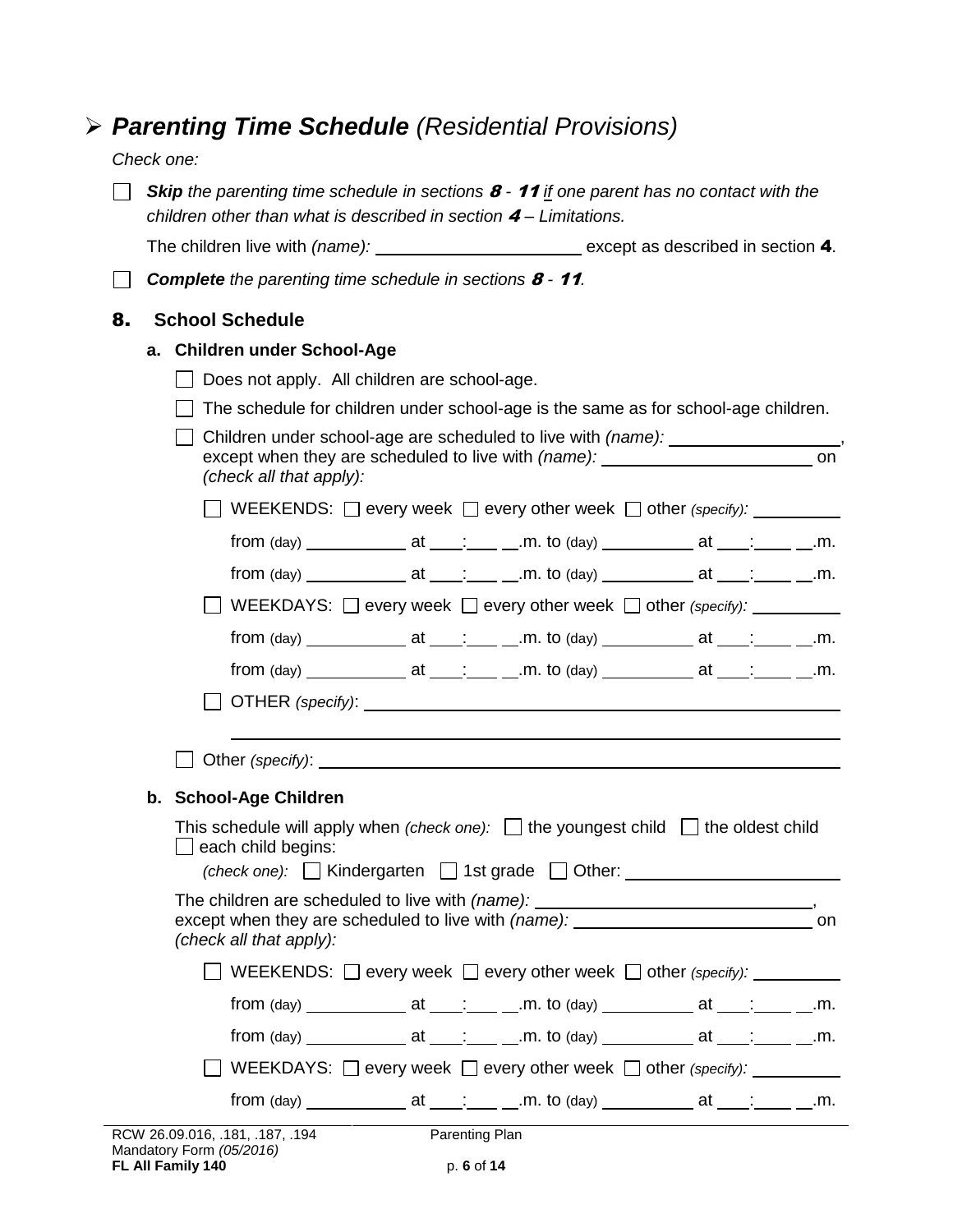## ➢ ***Parenting Time Schedule*** *(Residential Provisions)*

*Check one:*

☐ ***Skip*** *the parenting time schedule in sections **8** - **11** if one parent has no contact with the children other than what is described in section **4** – Limitations.*

The children live with *(name):* ____________________ except as described in section **4**.

☐ ***Complete*** *the parenting time schedule in sections **8** - **11**.*

### 8. School Schedule

**a. Children under School-Age**

☐ Does not apply. All children are school-age.

☐ The schedule for children under school-age is the same as for school-age children.

☐ Children under school-age are scheduled to live with *(name):* ________________, except when they are scheduled to live with *(name):* ____________________ on *(check all that apply):*

☐ WEEKENDS: ☐ every week ☐ every other week ☐ other *(specify):* _________

from (day) __________ at ___:___ __.m. to (day) _________ at ___:____ __.m.

from (day) __________ at ___:___ __.m. to (day) _________ at ___:____ __.m.

☐ WEEKDAYS: ☐ every week ☐ every other week ☐ other *(specify):* _________

from (day) __________ at ___:___ __.m. to (day) _________ at ___:____ __.m.

from (day) __________ at ___:___ __.m. to (day) _________ at ___:____ __.m.

☐ OTHER *(specify)*: ______________________________________________

______________________________________________

☐ Other *(specify)*: ______________________________________________

**b. School-Age Children**

This schedule will apply when *(check one):* ☐ the youngest child ☐ the oldest child ☐ each child begins:

*(check one):* ☐ Kindergarten ☐ 1st grade ☐ Other: ____________________

The children are scheduled to live with *(name):* _________________________, except when they are scheduled to live with *(name):* ______________________ on *(check all that apply):*

☐ WEEKENDS: ☐ every week ☐ every other week ☐ other *(specify):* _________

from (day) __________ at ___:___ __.m. to (day) _________ at ___:____ __.m.

from (day) __________ at ___:___ __.m. to (day) _________ at ___:____ __.m.

☐ WEEKDAYS: ☐ every week ☐ every other week ☐ other *(specify):* _________

from (day) __________ at ___:___ __.m. to (day) _________ at ___:____ __.m.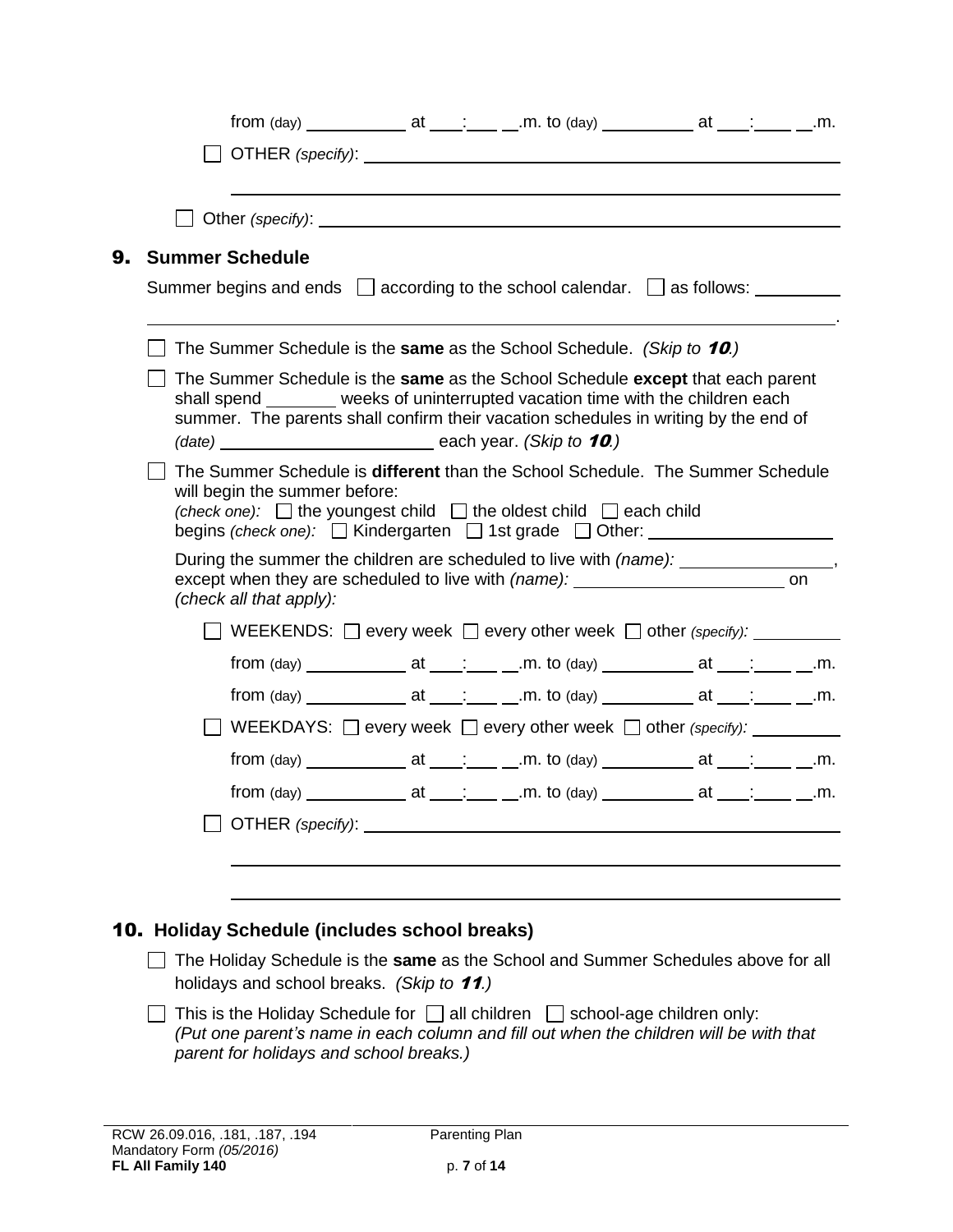from (day) ___________ at ___:___ __.m. to (day) __________ at ___:____ __.m.

☐ OTHER *(specify)*: ____________________________________________________

____________________________________________________

☐ Other *(specify)*: ____________________________________________________

## 9. Summer Schedule

Summer begins and ends ☐ according to the school calendar. ☐ as follows: _________

____________________________________________________________________.

☐ The Summer Schedule is the **same** as the School Schedule. *(Skip to **10**.)*

☐ The Summer Schedule is the **same** as the School Schedule **except** that each parent shall spend _______ weeks of uninterrupted vacation time with the children each summer. The parents shall confirm their vacation schedules in writing by the end of *(date)* ______________________ each year. *(Skip to **10**.)*

☐ The Summer Schedule is **different** than the School Schedule. The Summer Schedule will begin the summer before:
*(check one):* ☐ the youngest child ☐ the oldest child ☐ each child
begins *(check one):* ☐ Kindergarten ☐ 1st grade ☐ Other: ___________________

During the summer the children are scheduled to live with *(name):* ________________, except when they are scheduled to live with *(name):* ______________________ on *(check all that apply):*

☐ WEEKENDS: ☐ every week ☐ every other week ☐ other *(specify):* _________

from (day) ___________ at ___:___ __.m. to (day) __________ at ___:____ __.m.

from (day) ___________ at ___:___ __.m. to (day) __________ at ___:____ __.m.

☐ WEEKDAYS: ☐ every week ☐ every other week ☐ other *(specify):* _________

from (day) ___________ at ___:___ __.m. to (day) __________ at ___:____ __.m.

from (day) ___________ at ___:___ __.m. to (day) __________ at ___:____ __.m.

☐ OTHER *(specify)*: ____________________________________________________

____________________________________________________

____________________________________________________

## 10. Holiday Schedule (includes school breaks)

☐ The Holiday Schedule is the **same** as the School and Summer Schedules above for all holidays and school breaks. *(Skip to **11**.)*

☐ This is the Holiday Schedule for ☐ all children ☐ school-age children only:
*(Put one parent's name in each column and fill out when the children will be with that parent for holidays and school breaks.)*

RCW 26.09.016, .181, .187, .194
Mandatory Form *(05/2016)*
**FL All Family 140**

Parenting Plan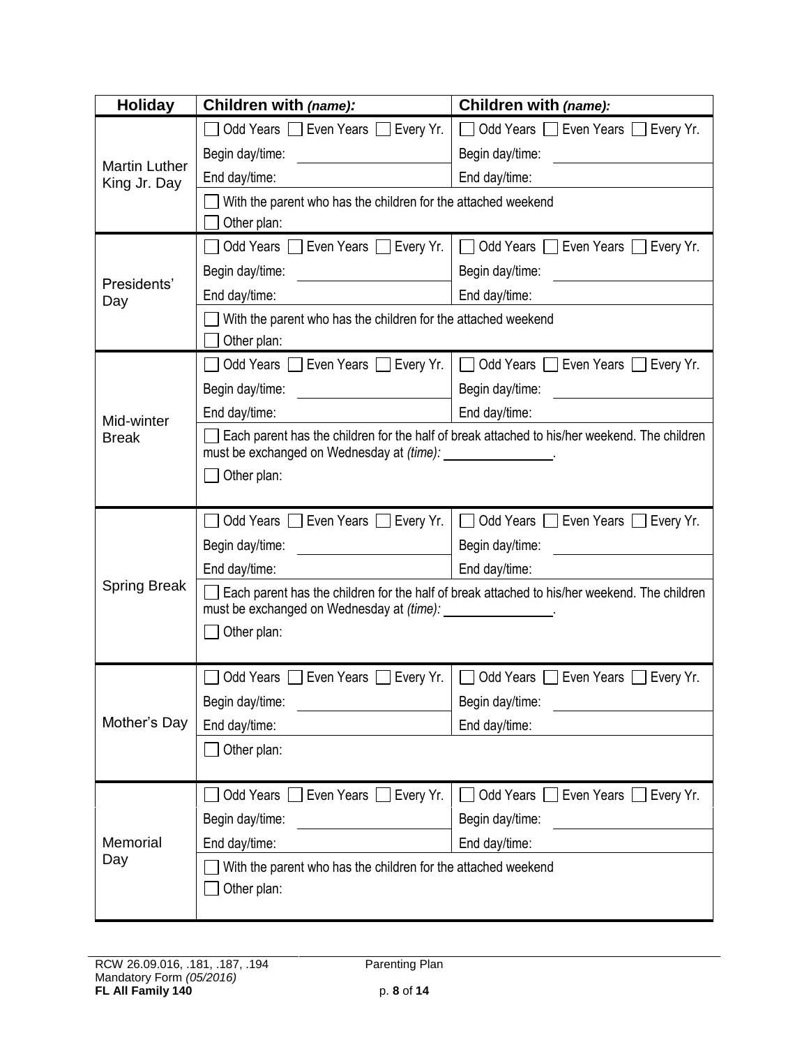| Holiday | Children with *(name):* | Children with *(name):* |
|---|---|---|
| Martin Luther King Jr. Day | ☐ Odd Years ☐ Even Years ☐ Every Yr. | ☐ Odd Years ☐ Even Years ☐ Every Yr. |
| | Begin day/time: | Begin day/time: |
| | End day/time: | End day/time: |
| | ☐ With the parent who has the children for the attached weekend<br>☐ Other plan: | |
| Presidents' Day | ☐ Odd Years ☐ Even Years ☐ Every Yr. | ☐ Odd Years ☐ Even Years ☐ Every Yr. |
| | Begin day/time: | Begin day/time: |
| | End day/time: | End day/time: |
| | ☐ With the parent who has the children for the attached weekend<br>☐ Other plan: | |
| Mid-winter Break | ☐ Odd Years ☐ Even Years ☐ Every Yr. | ☐ Odd Years ☐ Even Years ☐ Every Yr. |
| | Begin day/time: | Begin day/time: |
| | End day/time: | End day/time: |
| | ☐ Each parent has the children for the half of break attached to his/her weekend. The children must be exchanged on Wednesday at *(time):* ______________.<br>☐ Other plan: | |
| Spring Break | ☐ Odd Years ☐ Even Years ☐ Every Yr. | ☐ Odd Years ☐ Even Years ☐ Every Yr. |
| | Begin day/time: | Begin day/time: |
| | End day/time: | End day/time: |
| | ☐ Each parent has the children for the half of break attached to his/her weekend. The children must be exchanged on Wednesday at *(time):* ______________.<br>☐ Other plan: | |
| Mother's Day | ☐ Odd Years ☐ Even Years ☐ Every Yr. | ☐ Odd Years ☐ Even Years ☐ Every Yr. |
| | Begin day/time: | Begin day/time: |
| | End day/time: | End day/time: |
| | ☐ Other plan: | |
| Memorial Day | ☐ Odd Years ☐ Even Years ☐ Every Yr. | ☐ Odd Years ☐ Even Years ☐ Every Yr. |
| | Begin day/time: | Begin day/time: |
| | End day/time: | End day/time: |
| | ☐ With the parent who has the children for the attached weekend<br>☐ Other plan: | |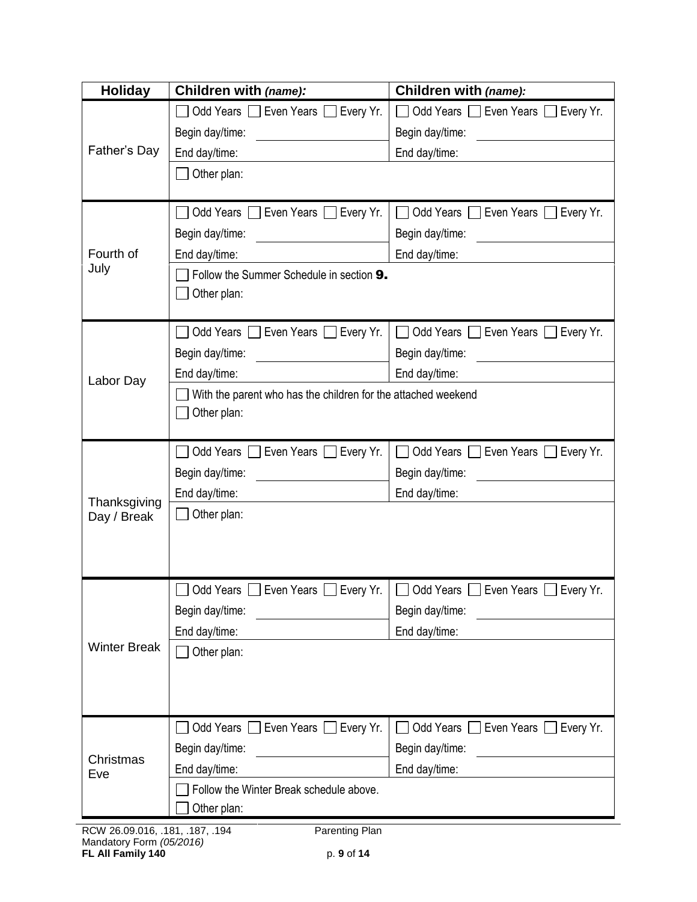| Holiday | Children with *(name)*: | Children with *(name)*: |
|---|---|---|
| Father's Day | [ ] Odd Years [ ] Even Years [ ] Every Yr. | [ ] Odd Years [ ] Even Years [ ] Every Yr. |
| | Begin day/time: | Begin day/time: |
| | End day/time: | End day/time: |
| | [ ] Other plan: | |
| Fourth of July | [ ] Odd Years [ ] Even Years [ ] Every Yr. | [ ] Odd Years [ ] Even Years [ ] Every Yr. |
| | Begin day/time: | Begin day/time: |
| | End day/time: | End day/time: |
| | [ ] Follow the Summer Schedule in section **9.** | |
| | [ ] Other plan: | |
| Labor Day | [ ] Odd Years [ ] Even Years [ ] Every Yr. | [ ] Odd Years [ ] Even Years [ ] Every Yr. |
| | Begin day/time: | Begin day/time: |
| | End day/time: | End day/time: |
| | [ ] With the parent who has the children for the attached weekend | |
| | [ ] Other plan: | |
| Thanksgiving Day / Break | [ ] Odd Years [ ] Even Years [ ] Every Yr. | [ ] Odd Years [ ] Even Years [ ] Every Yr. |
| | Begin day/time: | Begin day/time: |
| | End day/time: | End day/time: |
| | [ ] Other plan: | |
| Winter Break | [ ] Odd Years [ ] Even Years [ ] Every Yr. | [ ] Odd Years [ ] Even Years [ ] Every Yr. |
| | Begin day/time: | Begin day/time: |
| | End day/time: | End day/time: |
| | [ ] Other plan: | |
| Christmas Eve | [ ] Odd Years [ ] Even Years [ ] Every Yr. | [ ] Odd Years [ ] Even Years [ ] Every Yr. |
| | Begin day/time: | Begin day/time: |
| | End day/time: | End day/time: |
| | [ ] Follow the Winter Break schedule above. | |
| | [ ] Other plan: | |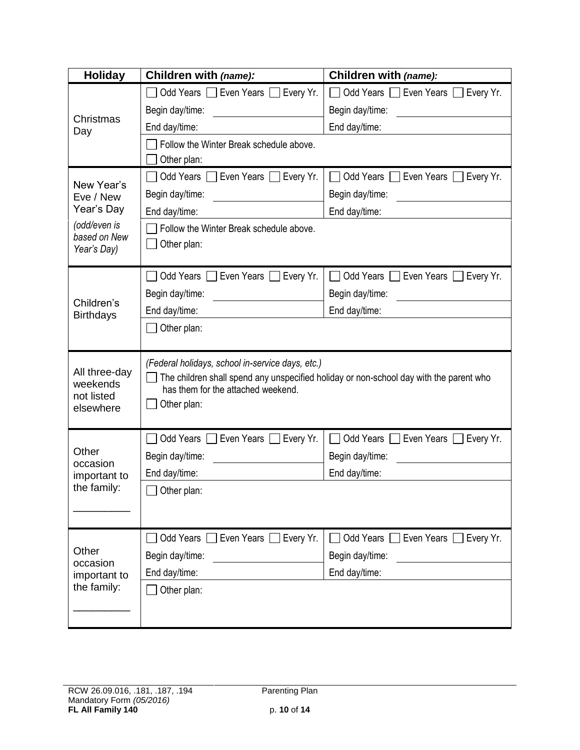| Holiday | Children with *(name):* | Children with *(name):* |
|---|---|---|
| Christmas Day | ☐ Odd Years ☐ Even Years ☐ Every Yr.<br>Begin day/time: ____________<br>End day/time: ____________ | ☐ Odd Years ☐ Even Years ☐ Every Yr.<br>Begin day/time: ____________<br>End day/time: ____________ |
| | ☐ Follow the Winter Break schedule above.<br>☐ Other plan: | |
| New Year's Eve / New Year's Day<br>*(odd/even is based on New Year's Day)* | ☐ Odd Years ☐ Even Years ☐ Every Yr.<br>Begin day/time: ____________<br>End day/time: ____________ | ☐ Odd Years ☐ Even Years ☐ Every Yr.<br>Begin day/time: ____________<br>End day/time: ____________ |
| | ☐ Follow the Winter Break schedule above.<br>☐ Other plan: | |
| Children's Birthdays | ☐ Odd Years ☐ Even Years ☐ Every Yr.<br>Begin day/time: ____________<br>End day/time: ____________ | ☐ Odd Years ☐ Even Years ☐ Every Yr.<br>Begin day/time: ____________<br>End day/time: ____________ |
| | ☐ Other plan: | |
| All three-day weekends not listed elsewhere | *(Federal holidays, school in-service days, etc.)*<br>☐ The children shall spend any unspecified holiday or non-school day with the parent who has them for the attached weekend.<br>☐ Other plan: | |
| Other occasion important to the family:<br>__________ | ☐ Odd Years ☐ Even Years ☐ Every Yr.<br>Begin day/time: ____________<br>End day/time: ____________ | ☐ Odd Years ☐ Even Years ☐ Every Yr.<br>Begin day/time: ____________<br>End day/time: ____________ |
| | ☐ Other plan: | |
| Other occasion important to the family:<br>__________ | ☐ Odd Years ☐ Even Years ☐ Every Yr.<br>Begin day/time: ____________<br>End day/time: ____________ | ☐ Odd Years ☐ Even Years ☐ Every Yr.<br>Begin day/time: ____________<br>End day/time: ____________ |
| | ☐ Other plan: | |

RCW 26.09.016, .181, .187, .194
Mandatory Form *(05/2016)*
**FL All Family 140**

Parenting Plan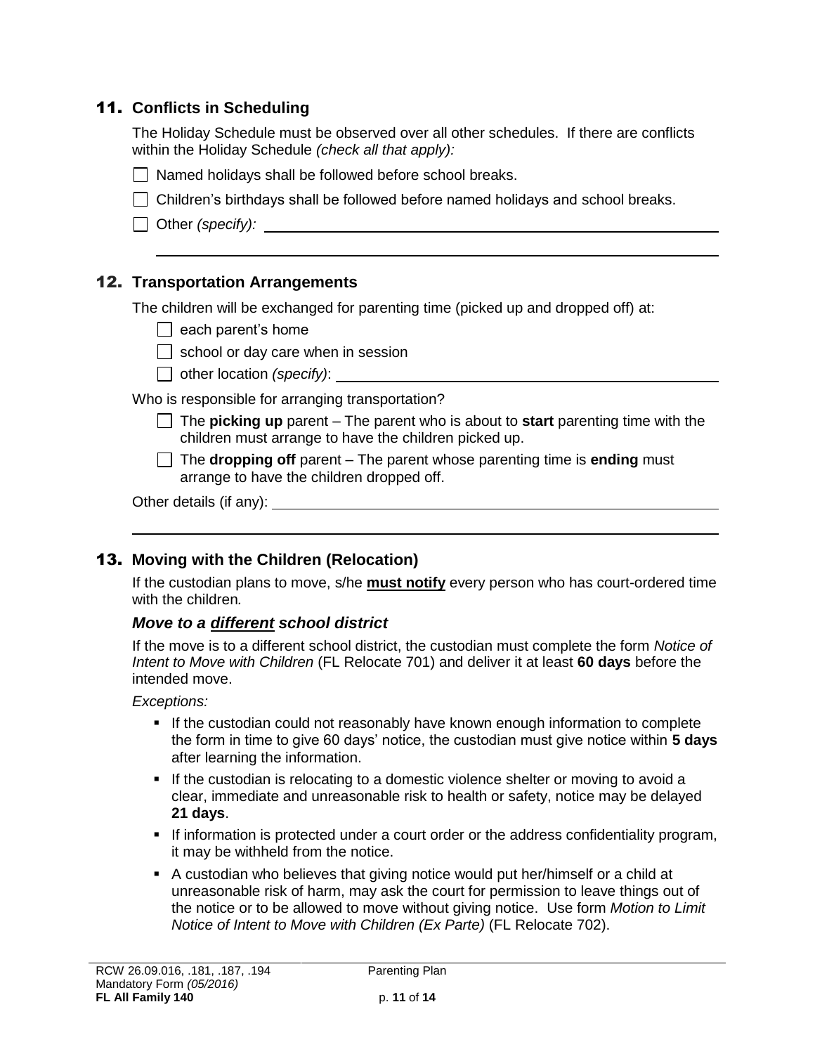## 11. Conflicts in Scheduling

The Holiday Schedule must be observed over all other schedules. If there are conflicts within the Holiday Schedule *(check all that apply):*

- [ ] Named holidays shall be followed before school breaks.
- [ ] Children's birthdays shall be followed before named holidays and school breaks.
- [ ] Other *(specify):* ______________________________________________

______________________________________________

## 12. Transportation Arrangements

The children will be exchanged for parenting time (picked up and dropped off) at:

- [ ] each parent's home
- [ ] school or day care when in session
- [ ] other location *(specify)*: ______________________________________________

Who is responsible for arranging transportation?

- [ ] The **picking up** parent – The parent who is about to **start** parenting time with the children must arrange to have the children picked up.
- [ ] The **dropping off** parent – The parent whose parenting time is **ending** must arrange to have the children dropped off.

Other details (if any): ______________________________________________

______________________________________________

## 13. Moving with the Children (Relocation)

If the custodian plans to move, s/he **must notify** every person who has court-ordered time with the children*.*

### *Move to a different school district*

If the move is to a different school district, the custodian must complete the form *Notice of Intent to Move with Children* (FL Relocate 701) and deliver it at least **60 days** before the intended move.

*Exceptions:*

- If the custodian could not reasonably have known enough information to complete the form in time to give 60 days' notice, the custodian must give notice within **5 days** after learning the information.
- If the custodian is relocating to a domestic violence shelter or moving to avoid a clear, immediate and unreasonable risk to health or safety, notice may be delayed **21 days**.
- If information is protected under a court order or the address confidentiality program, it may be withheld from the notice.
- A custodian who believes that giving notice would put her/himself or a child at unreasonable risk of harm, may ask the court for permission to leave things out of the notice or to be allowed to move without giving notice. Use form *Motion to Limit Notice of Intent to Move with Children (Ex Parte)* (FL Relocate 702).

RCW 26.09.016, .181, .187, .194
Mandatory Form *(05/2016)*
**FL All Family 140**

Parenting Plan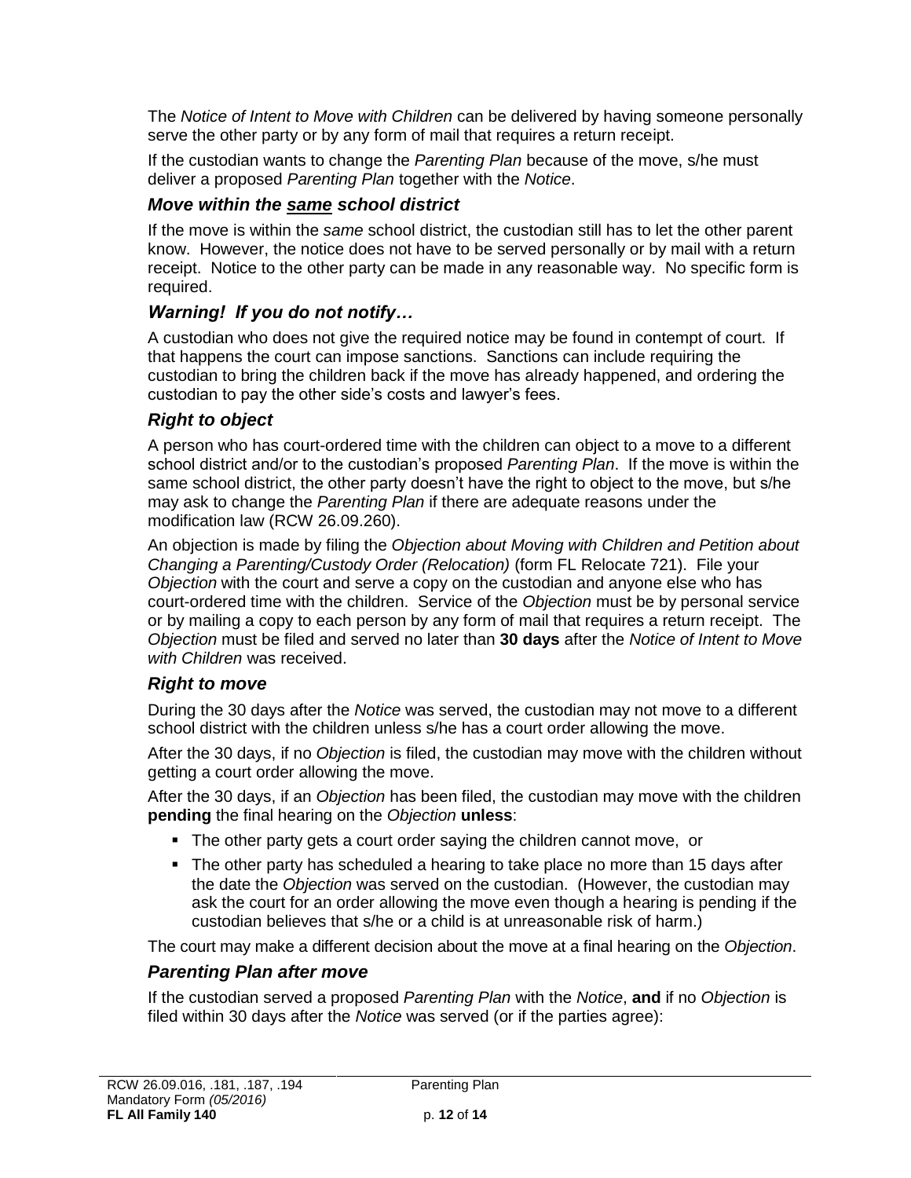The *Notice of Intent to Move with Children* can be delivered by having someone personally serve the other party or by any form of mail that requires a return receipt.

If the custodian wants to change the *Parenting Plan* because of the move, s/he must deliver a proposed *Parenting Plan* together with the *Notice*.

### *Move within the same school district*

If the move is within the *same* school district, the custodian still has to let the other parent know. However, the notice does not have to be served personally or by mail with a return receipt. Notice to the other party can be made in any reasonable way. No specific form is required.

### *Warning! If you do not notify…*

A custodian who does not give the required notice may be found in contempt of court. If that happens the court can impose sanctions. Sanctions can include requiring the custodian to bring the children back if the move has already happened, and ordering the custodian to pay the other side's costs and lawyer's fees.

### *Right to object*

A person who has court-ordered time with the children can object to a move to a different school district and/or to the custodian's proposed *Parenting Plan*. If the move is within the same school district, the other party doesn't have the right to object to the move, but s/he may ask to change the *Parenting Plan* if there are adequate reasons under the modification law (RCW 26.09.260).

An objection is made by filing the *Objection about Moving with Children and Petition about Changing a Parenting/Custody Order (Relocation)* (form FL Relocate 721). File your *Objection* with the court and serve a copy on the custodian and anyone else who has court-ordered time with the children. Service of the *Objection* must be by personal service or by mailing a copy to each person by any form of mail that requires a return receipt. The *Objection* must be filed and served no later than **30 days** after the *Notice of Intent to Move with Children* was received.

### *Right to move*

During the 30 days after the *Notice* was served, the custodian may not move to a different school district with the children unless s/he has a court order allowing the move.

After the 30 days, if no *Objection* is filed, the custodian may move with the children without getting a court order allowing the move.

After the 30 days, if an *Objection* has been filed, the custodian may move with the children **pending** the final hearing on the *Objection* **unless**:

- The other party gets a court order saying the children cannot move, or
- The other party has scheduled a hearing to take place no more than 15 days after the date the *Objection* was served on the custodian. (However, the custodian may ask the court for an order allowing the move even though a hearing is pending if the custodian believes that s/he or a child is at unreasonable risk of harm.)

The court may make a different decision about the move at a final hearing on the *Objection*.

### *Parenting Plan after move*

If the custodian served a proposed *Parenting Plan* with the *Notice*, **and** if no *Objection* is filed within 30 days after the *Notice* was served (or if the parties agree):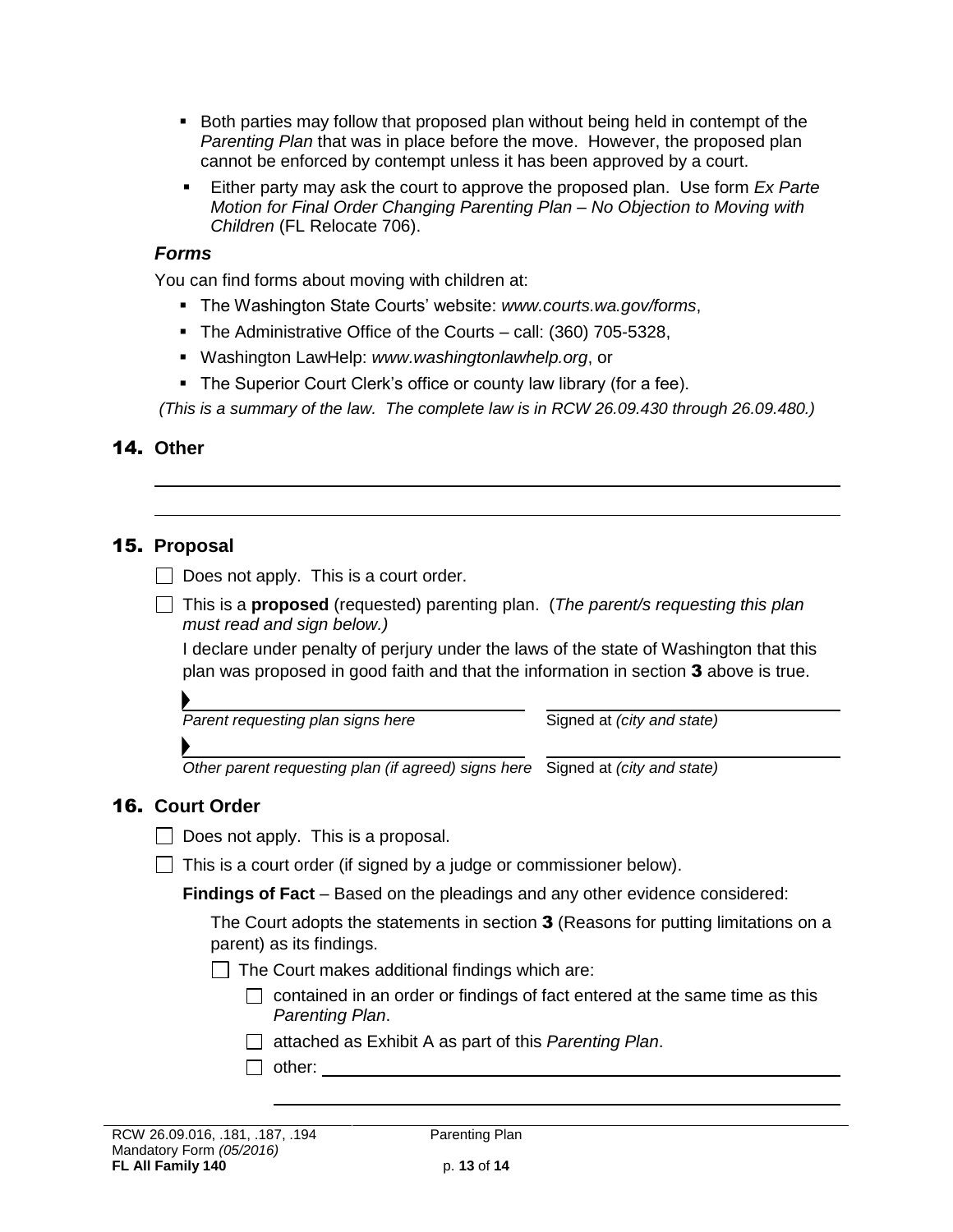- Both parties may follow that proposed plan without being held in contempt of the *Parenting Plan* that was in place before the move. However, the proposed plan cannot be enforced by contempt unless it has been approved by a court.
- Either party may ask the court to approve the proposed plan. Use form *Ex Parte Motion for Final Order Changing Parenting Plan – No Objection to Moving with Children* (FL Relocate 706).

### *Forms*

You can find forms about moving with children at:

- The Washington State Courts' website: *www.courts.wa.gov/forms*,
- The Administrative Office of the Courts – call: (360) 705-5328,
- Washington LawHelp: *www.washingtonlawhelp.org*, or
- The Superior Court Clerk's office or county law library (for a fee).

*(This is a summary of the law. The complete law is in RCW 26.09.430 through 26.09.480.)*

## 14. Other

____________________________________________________________

____________________________________________________________

## 15. Proposal

☐ Does not apply. This is a court order.

☐ This is a **proposed** (requested) parenting plan. (*The parent/s requesting this plan must read and sign below.)*

I declare under penalty of perjury under the laws of the state of Washington that this plan was proposed in good faith and that the information in section **3** above is true.

| ▶ ____________________ | ____________________ |
|---|---|
| *Parent requesting plan signs here* | Signed at *(city and state)* |
| ▶ ____________________ | ____________________ |
| *Other parent requesting plan (if agreed) signs here* | Signed at *(city and state)* |

## 16. Court Order

☐ Does not apply. This is a proposal.

☐ This is a court order (if signed by a judge or commissioner below).

**Findings of Fact** – Based on the pleadings and any other evidence considered:

The Court adopts the statements in section **3** (Reasons for putting limitations on a parent) as its findings.

☐ The Court makes additional findings which are:

☐ contained in an order or findings of fact entered at the same time as this *Parenting Plan*.

☐ attached as Exhibit A as part of this *Parenting Plan*.

☐ other: ____________________________________________

____________________________________________________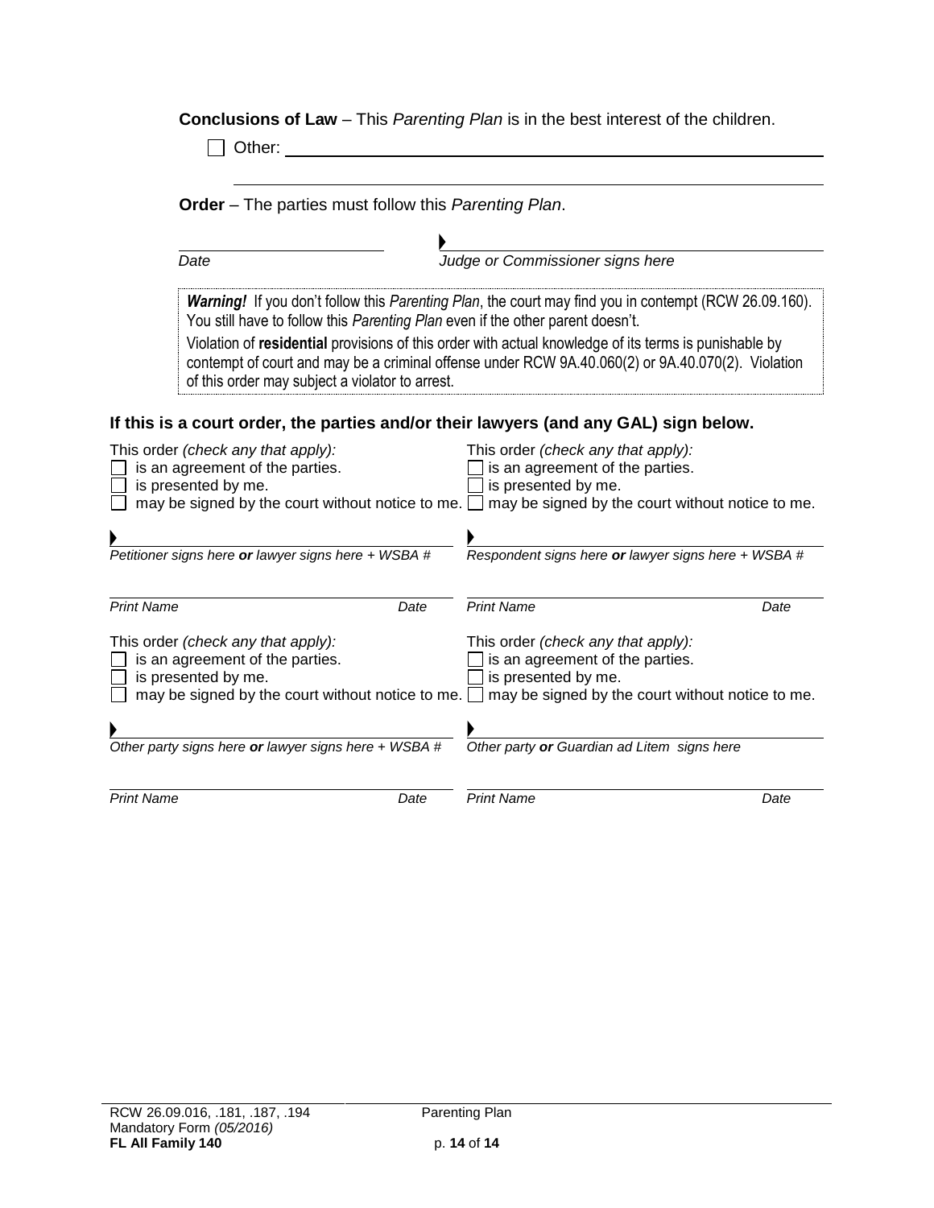**Conclusions of Law** – This *Parenting Plan* is in the best interest of the children.

☐ Other: ______________________________________________

**Order** – The parties must follow this *Parenting Plan*.

______________________ ▶______________________________

*Date* *Judge or Commissioner signs here*

> ***Warning!*** If you don't follow this *Parenting Plan*, the court may find you in contempt (RCW 26.09.160). You still have to follow this *Parenting Plan* even if the other parent doesn't.
>
> Violation of **residential** provisions of this order with actual knowledge of its terms is punishable by contempt of court and may be a criminal offense under RCW 9A.40.060(2) or 9A.40.070(2). Violation of this order may subject a violator to arrest.

**If this is a court order, the parties and/or their lawyers (and any GAL) sign below.**

This order *(check any that apply):*
☐ is an agreement of the parties.
☐ is presented by me.
☐ may be signed by the court without notice to me.

▶______________________________
*Petitioner signs here **or** lawyer signs here + WSBA #*

______________________________
*Print Name* *Date*

This order *(check any that apply):*
☐ is an agreement of the parties.
☐ is presented by me.
☐ may be signed by the court without notice to me.

▶______________________________
*Respondent signs here **or** lawyer signs here + WSBA #*

______________________________
*Print Name* *Date*

This order *(check any that apply):*
☐ is an agreement of the parties.
☐ is presented by me.
☐ may be signed by the court without notice to me.

▶______________________________
*Other party signs here **or** lawyer signs here + WSBA #*

______________________________
*Print Name* *Date*

This order *(check any that apply):*
☐ is an agreement of the parties.
☐ is presented by me.
☐ may be signed by the court without notice to me.

▶______________________________
*Other party **or** Guardian ad Litem signs here*

______________________________
*Print Name* *Date*

RCW 26.09.016, .181, .187, .194
Mandatory Form *(05/2016)*
**FL All Family 140**